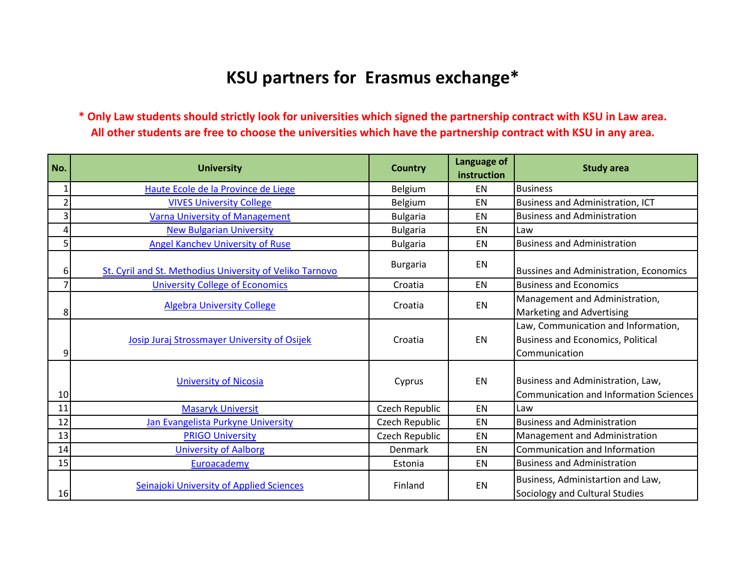# KSU partners for Erasmus exchange*

**\* Only Law students should strictly look for universities which signed the partnership contract with KSU in Law area. All other students are free to choose the universities which have the partnership contract with KSU in any area.**

| No. | University | Country | Language of instruction | Study area |
|---|---|---|---|---|
| 1 | Haute Ecole de la Province de Liege | Belgium | EN | Business |
| 2 | VIVES University College | Belgium | EN | Business and Administration, ICT |
| 3 | Varna University of Management | Bulgaria | EN | Business and Administration |
| 4 | New Bulgarian University | Bulgaria | EN | Law |
| 5 | Angel Kanchev University of Ruse | Bulgaria | EN | Business and Administration |
| 6 | St. Cyril and St. Methodius University of Veliko Tarnovo | Burgaria | EN | Bussines and Administration, Economics |
| 7 | University College of Economics | Croatia | EN | Business and Economics |
| 8 | Algebra University College | Croatia | EN | Management and Administration, Marketing and Advertising |
| 9 | Josip Juraj Strossmayer University of Osijek | Croatia | EN | Law, Communication and Information, Business and Economics, Political Communication |
| 10 | University of Nicosia | Cyprus | EN | Business and Administration, Law, Communication and Information Sciences |
| 11 | Masaryk Universit | Czech Republic | EN | Law |
| 12 | Jan Evangelista Purkyne University | Czech Republic | EN | Business and Administration |
| 13 | PRIGO University | Czech Republic | EN | Management and Administration |
| 14 | University of Aalborg | Denmark | EN | Communication and Information |
| 15 | Euroacademy | Estonia | EN | Business and Administration |
| 16 | Seinajoki University of Applied Sciences | Finland | EN | Business, Administartion and Law, Sociology and Cultural Studies |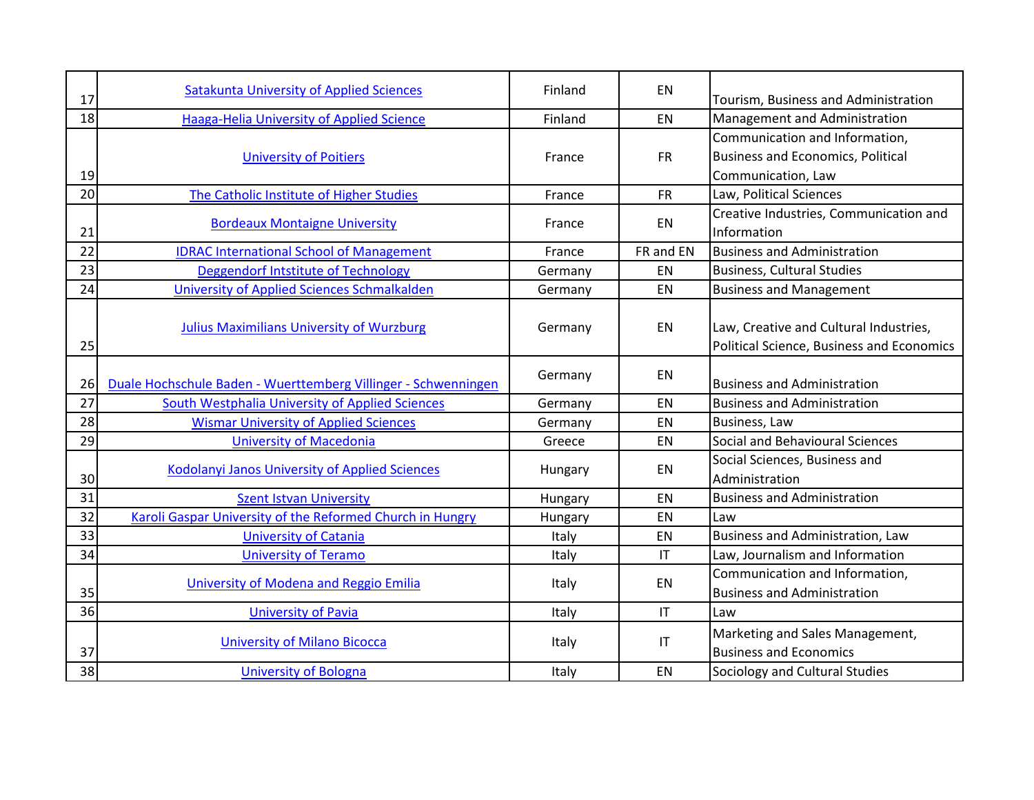| | | | | |
|---|---|---|---|---|
| 17 | Satakunta University of Applied Sciences | Finland | EN | Tourism, Business and Administration |
| 18 | Haaga-Helia University of Applied Science | Finland | EN | Management and Administration |
| 19 | University of Poitiers | France | FR | Communication and Information, Business and Economics, Political Communication, Law |
| 20 | The Catholic Institute of Higher Studies | France | FR | Law, Political Sciences |
| 21 | Bordeaux Montaigne University | France | EN | Creative Industries, Communication and Information |
| 22 | IDRAC International School of Management | France | FR and EN | Business and Administration |
| 23 | Deggendorf Intstitute of Technology | Germany | EN | Business, Cultural Studies |
| 24 | University of Applied Sciences Schmalkalden | Germany | EN | Business and Management |
| 25 | Julius Maximilians University of Wurzburg | Germany | EN | Law, Creative and Cultural Industries, Political Science, Business and Economics |
| 26 | Duale Hochschule Baden - Wuerttemberg Villinger - Schwenningen | Germany | EN | Business and Administration |
| 27 | South Westphalia University of Applied Sciences | Germany | EN | Business and Administration |
| 28 | Wismar University of Applied Sciences | Germany | EN | Business, Law |
| 29 | University of Macedonia | Greece | EN | Social and Behavioural Sciences |
| 30 | Kodolanyi Janos University of Applied Sciences | Hungary | EN | Social Sciences, Business and Administration |
| 31 | Szent Istvan University | Hungary | EN | Business and Administration |
| 32 | Karoli Gaspar University of the Reformed Church in Hungry | Hungary | EN | Law |
| 33 | University of Catania | Italy | EN | Business and Administration, Law |
| 34 | University of Teramo | Italy | IT | Law, Journalism and Information |
| 35 | University of Modena and Reggio Emilia | Italy | EN | Communication and Information, Business and Administration |
| 36 | University of Pavia | Italy | IT | Law |
| 37 | University of Milano Bicocca | Italy | IT | Marketing and Sales Management, Business and Economics |
| 38 | University of Bologna | Italy | EN | Sociology and Cultural Studies |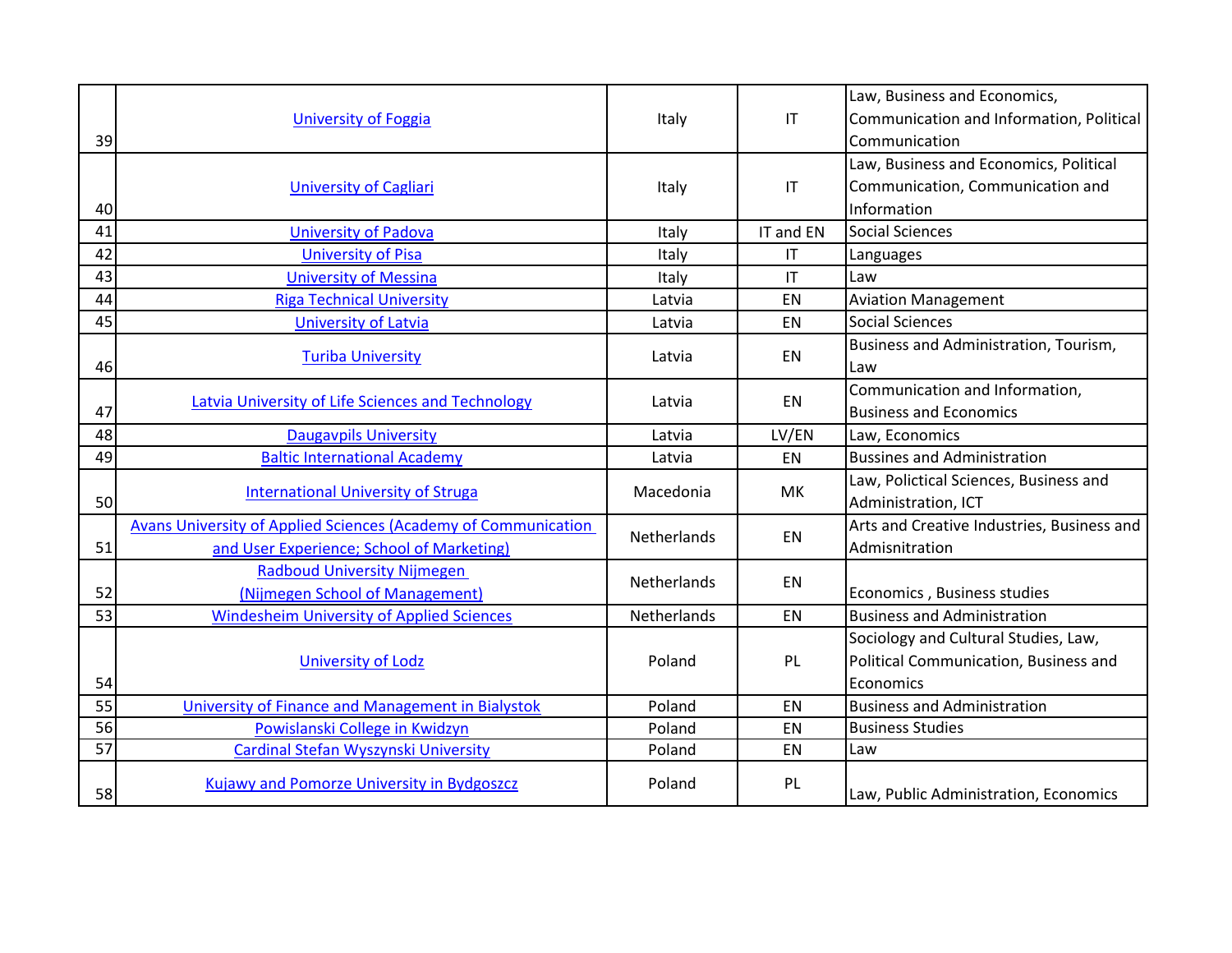| | | | | |
|---|---|---|---|---|
| 39 | University of Foggia | Italy | IT | Law, Business and Economics, Communication and Information, Political Communication |
| 40 | University of Cagliari | Italy | IT | Law, Business and Economics, Political Communication, Communication and Information |
| 41 | University of Padova | Italy | IT and EN | Social Sciences |
| 42 | University of Pisa | Italy | IT | Languages |
| 43 | University of Messina | Italy | IT | Law |
| 44 | Riga Technical University | Latvia | EN | Aviation Management |
| 45 | University of Latvia | Latvia | EN | Social Sciences |
| 46 | Turiba University | Latvia | EN | Business and Administration, Tourism, Law |
| 47 | Latvia University of Life Sciences and Technology | Latvia | EN | Communication and Information, Business and Economics |
| 48 | Daugavpils University | Latvia | LV/EN | Law, Economics |
| 49 | Baltic International Academy | Latvia | EN | Bussines and Administration |
| 50 | International University of Struga | Macedonia | MK | Law, Polictical Sciences, Business and Administration, ICT |
| 51 | Avans University of Applied Sciences (Academy of Communication and User Experience; School of Marketing) | Netherlands | EN | Arts and Creative Industries, Business and Admisnitration |
| 52 | Radboud University Nijmegen (Nijmegen School of Management) | Netherlands | EN | Economics , Business studies |
| 53 | Windesheim University of Applied Sciences | Netherlands | EN | Business and Administration |
| 54 | University of Lodz | Poland | PL | Sociology and Cultural Studies, Law, Political Communication, Business and Economics |
| 55 | University of Finance and Management in Bialystok | Poland | EN | Business and Administration |
| 56 | Powislanski College in Kwidzyn | Poland | EN | Business Studies |
| 57 | Cardinal Stefan Wyszynski University | Poland | EN | Law |
| 58 | Kujawy and Pomorze University in Bydgoszcz | Poland | PL | Law, Public Administration, Economics |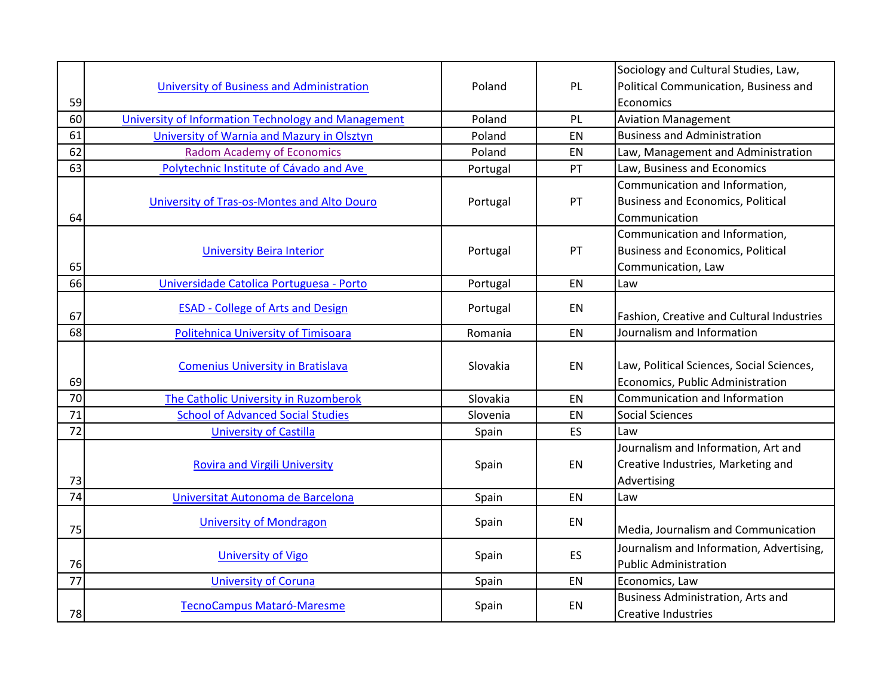| 59 | University of Business and Administration | Poland | PL | Sociology and Cultural Studies, Law, Political Communication, Business and Economics |
|---|---|---|---|---|
| 60 | University of Information Technology and Management | Poland | PL | Aviation Management |
| 61 | University of Warnia and Mazury in Olsztyn | Poland | EN | Business and Administration |
| 62 | Radom Academy of Economics | Poland | EN | Law, Management and Administration |
| 63 | Polytechnic Institute of Cávado and Ave | Portugal | PT | Law, Business and Economics |
| 64 | University of Tras-os-Montes and Alto Douro | Portugal | PT | Communication and Information, Business and Economics, Political Communication |
| 65 | University Beira Interior | Portugal | PT | Communication and Information, Business and Economics, Political Communication, Law |
| 66 | Universidade Catolica Portuguesa - Porto | Portugal | EN | Law |
| 67 | ESAD - College of Arts and Design | Portugal | EN | Fashion, Creative and Cultural Industries |
| 68 | Politehnica University of Timisoara | Romania | EN | Journalism and Information |
| 69 | Comenius University in Bratislava | Slovakia | EN | Law, Political Sciences, Social Sciences, Economics, Public Administration |
| 70 | The Catholic University in Ruzomberok | Slovakia | EN | Communication and Information |
| 71 | School of Advanced Social Studies | Slovenia | EN | Social Sciences |
| 72 | University of Castilla | Spain | ES | Law |
| 73 | Rovira and Virgili University | Spain | EN | Journalism and Information, Art and Creative Industries, Marketing and Advertising |
| 74 | Universitat Autonoma de Barcelona | Spain | EN | Law |
| 75 | University of Mondragon | Spain | EN | Media, Journalism and Communication |
| 76 | University of Vigo | Spain | ES | Journalism and Information, Advertising, Public Administration |
| 77 | University of Coruna | Spain | EN | Economics, Law |
| 78 | TecnoCampus Mataró-Maresme | Spain | EN | Business Administration, Arts and Creative Industries |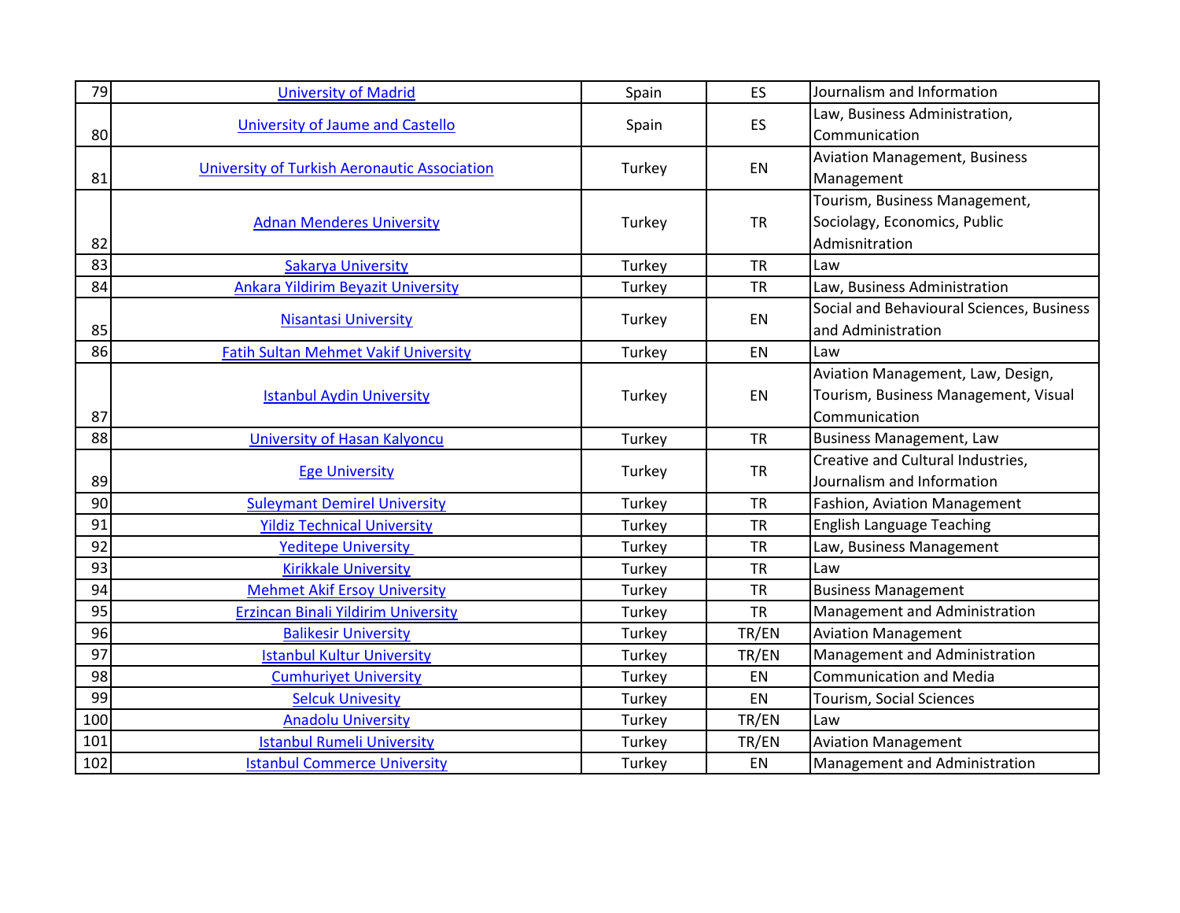| | | | | |
|---|---|---|---|---|
| 79 | University of Madrid | Spain | ES | Journalism and Information |
| 80 | University of Jaume and Castello | Spain | ES | Law, Business Administration, Communication |
| 81 | University of Turkish Aeronautic Association | Turkey | EN | Aviation Management, Business Management |
| 82 | Adnan Menderes University | Turkey | TR | Tourism, Business Management, Sociolagy, Economics, Public Admsnitration |
| 83 | Sakarya University | Turkey | TR | Law |
| 84 | Ankara Yildirim Beyazit University | Turkey | TR | Law, Business Administration |
| 85 | Nisantasi University | Turkey | EN | Social and Behavioural Sciences, Business and Administration |
| 86 | Fatih Sultan Mehmet Vakif University | Turkey | EN | Law |
| 87 | Istanbul Aydin University | Turkey | EN | Aviation Management, Law, Design, Tourism, Business Management, Visual Communication |
| 88 | University of Hasan Kalyoncu | Turkey | TR | Business Management, Law |
| 89 | Ege University | Turkey | TR | Creative and Cultural Industries, Journalism and Information |
| 90 | Suleymant Demirel University | Turkey | TR | Fashion, Aviation Management |
| 91 | Yildiz Technical University | Turkey | TR | English Language Teaching |
| 92 | Yeditepe University | Turkey | TR | Law, Business Management |
| 93 | Kirikkale University | Turkey | TR | Law |
| 94 | Mehmet Akif Ersoy University | Turkey | TR | Business Management |
| 95 | Erzincan Binali Yildirim University | Turkey | TR | Management and Administration |
| 96 | Balikesir University | Turkey | TR/EN | Aviation Management |
| 97 | Istanbul Kultur University | Turkey | TR/EN | Management and Administration |
| 98 | Cumhuriyet University | Turkey | EN | Communication and Media |
| 99 | Selcuk Univesity | Turkey | EN | Tourism, Social Sciences |
| 100 | Anadolu University | Turkey | TR/EN | Law |
| 101 | Istanbul Rumeli University | Turkey | TR/EN | Aviation Management |
| 102 | Istanbul Commerce University | Turkey | EN | Management and Administration |